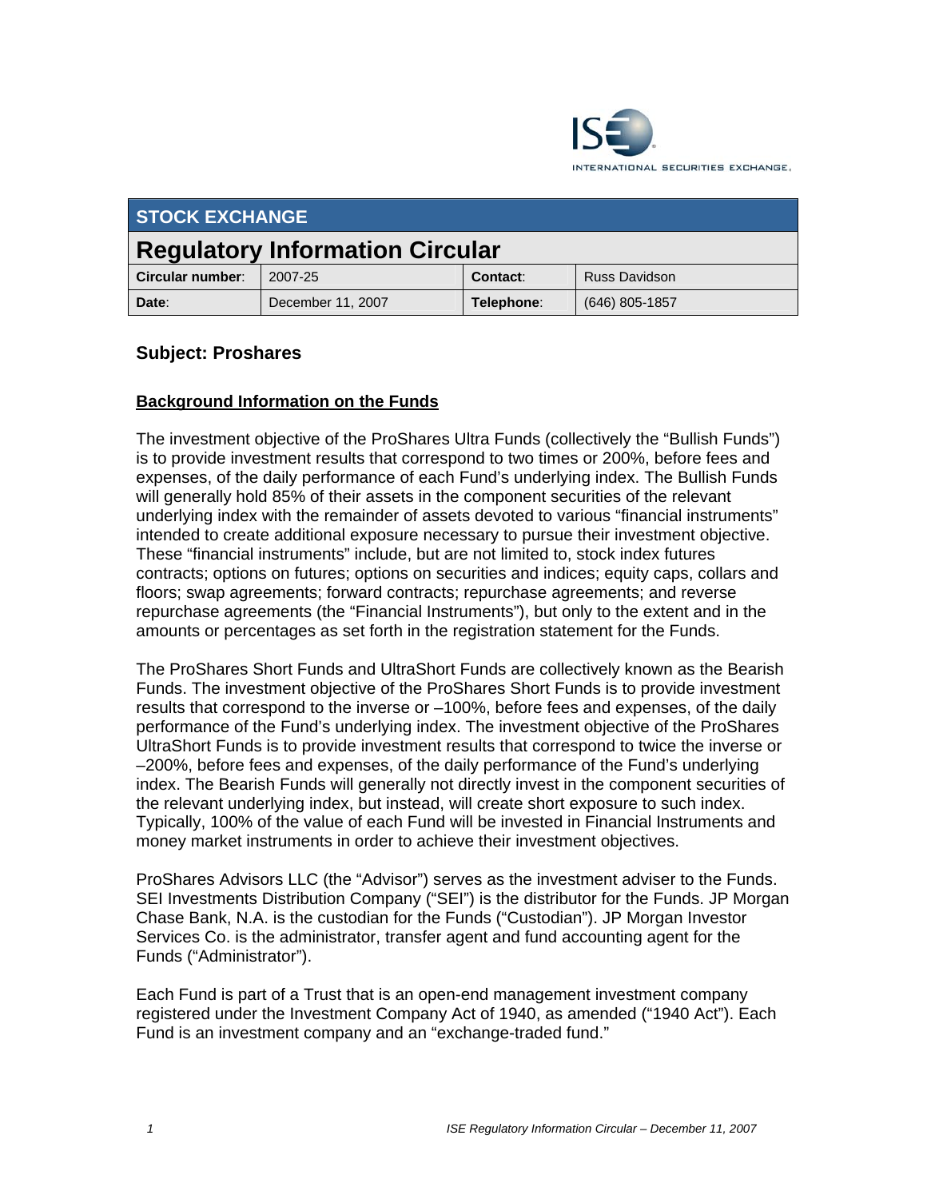**STOCK EXCHANGE**

# Regulatory Information Circular

| **Circular number**: | 2007-25 | **Contact**: | Russ Davidson |
|---|---|---|---|
| **Date**: | December 11, 2007 | **Telephone**: | (646) 805-1857 |

## Subject: Proshares

**Background Information on the Funds**

The investment objective of the ProShares Ultra Funds (collectively the "Bullish Funds") is to provide investment results that correspond to two times or 200%, before fees and expenses, of the daily performance of each Fund's underlying index. The Bullish Funds will generally hold 85% of their assets in the component securities of the relevant underlying index with the remainder of assets devoted to various "financial instruments" intended to create additional exposure necessary to pursue their investment objective. These "financial instruments" include, but are not limited to, stock index futures contracts; options on futures; options on securities and indices; equity caps, collars and floors; swap agreements; forward contracts; repurchase agreements; and reverse repurchase agreements (the "Financial Instruments"), but only to the extent and in the amounts or percentages as set forth in the registration statement for the Funds.

The ProShares Short Funds and UltraShort Funds are collectively known as the Bearish Funds. The investment objective of the ProShares Short Funds is to provide investment results that correspond to the inverse or –100%, before fees and expenses, of the daily performance of the Fund's underlying index. The investment objective of the ProShares UltraShort Funds is to provide investment results that correspond to twice the inverse or –200%, before fees and expenses, of the daily performance of the Fund's underlying index. The Bearish Funds will generally not directly invest in the component securities of the relevant underlying index, but instead, will create short exposure to such index. Typically, 100% of the value of each Fund will be invested in Financial Instruments and money market instruments in order to achieve their investment objectives.

ProShares Advisors LLC (the "Advisor") serves as the investment adviser to the Funds. SEI Investments Distribution Company ("SEI") is the distributor for the Funds. JP Morgan Chase Bank, N.A. is the custodian for the Funds ("Custodian"). JP Morgan Investor Services Co. is the administrator, transfer agent and fund accounting agent for the Funds ("Administrator").

Each Fund is part of a Trust that is an open-end management investment company registered under the Investment Company Act of 1940, as amended ("1940 Act"). Each Fund is an investment company and an "exchange-traded fund."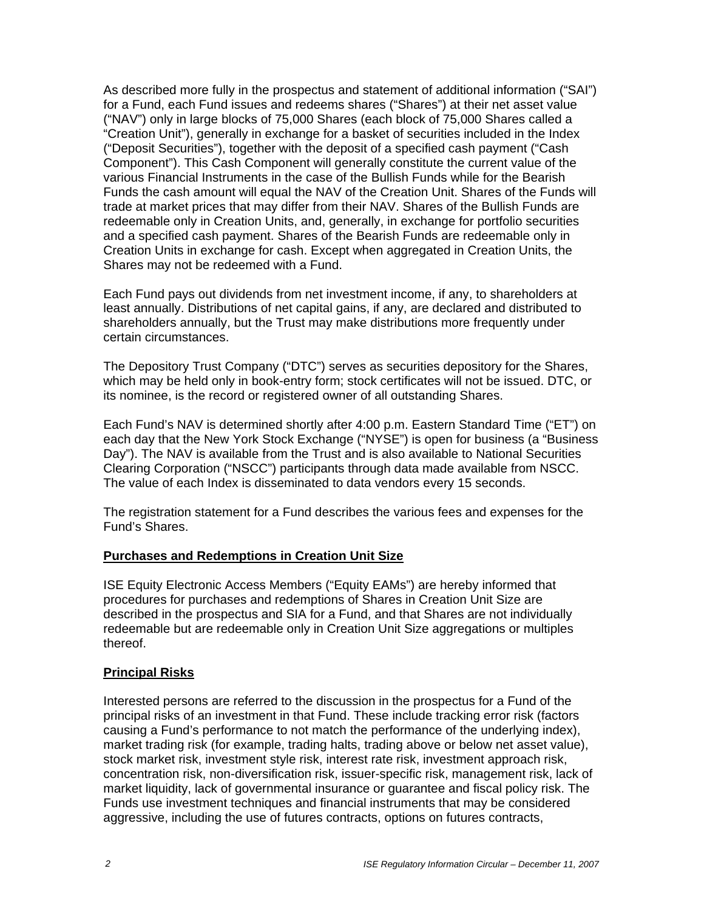As described more fully in the prospectus and statement of additional information ("SAI") for a Fund, each Fund issues and redeems shares ("Shares") at their net asset value ("NAV") only in large blocks of 75,000 Shares (each block of 75,000 Shares called a "Creation Unit"), generally in exchange for a basket of securities included in the Index ("Deposit Securities"), together with the deposit of a specified cash payment ("Cash Component"). This Cash Component will generally constitute the current value of the various Financial Instruments in the case of the Bullish Funds while for the Bearish Funds the cash amount will equal the NAV of the Creation Unit. Shares of the Funds will trade at market prices that may differ from their NAV. Shares of the Bullish Funds are redeemable only in Creation Units, and, generally, in exchange for portfolio securities and a specified cash payment. Shares of the Bearish Funds are redeemable only in Creation Units in exchange for cash. Except when aggregated in Creation Units, the Shares may not be redeemed with a Fund.

Each Fund pays out dividends from net investment income, if any, to shareholders at least annually. Distributions of net capital gains, if any, are declared and distributed to shareholders annually, but the Trust may make distributions more frequently under certain circumstances.

The Depository Trust Company ("DTC") serves as securities depository for the Shares, which may be held only in book-entry form; stock certificates will not be issued. DTC, or its nominee, is the record or registered owner of all outstanding Shares.

Each Fund's NAV is determined shortly after 4:00 p.m. Eastern Standard Time ("ET") on each day that the New York Stock Exchange ("NYSE") is open for business (a "Business Day"). The NAV is available from the Trust and is also available to National Securities Clearing Corporation ("NSCC") participants through data made available from NSCC. The value of each Index is disseminated to data vendors every 15 seconds.

The registration statement for a Fund describes the various fees and expenses for the Fund's Shares.

## Purchases and Redemptions in Creation Unit Size

ISE Equity Electronic Access Members ("Equity EAMs") are hereby informed that procedures for purchases and redemptions of Shares in Creation Unit Size are described in the prospectus and SIA for a Fund, and that Shares are not individually redeemable but are redeemable only in Creation Unit Size aggregations or multiples thereof.

## Principal Risks

Interested persons are referred to the discussion in the prospectus for a Fund of the principal risks of an investment in that Fund. These include tracking error risk (factors causing a Fund's performance to not match the performance of the underlying index), market trading risk (for example, trading halts, trading above or below net asset value), stock market risk, investment style risk, interest rate risk, investment approach risk, concentration risk, non-diversification risk, issuer-specific risk, management risk, lack of market liquidity, lack of governmental insurance or guarantee and fiscal policy risk. The Funds use investment techniques and financial instruments that may be considered aggressive, including the use of futures contracts, options on futures contracts,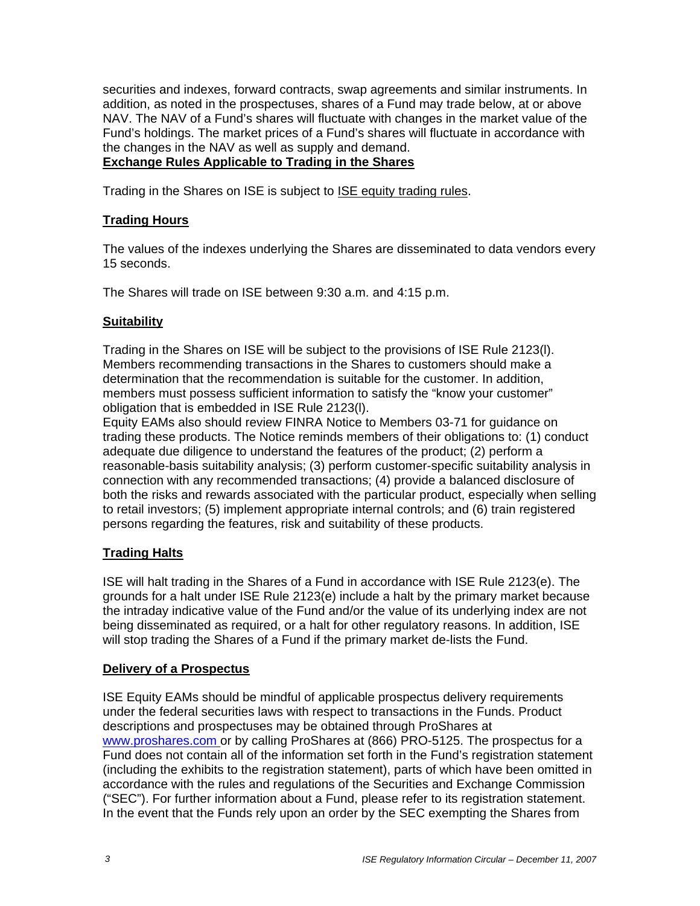securities and indexes, forward contracts, swap agreements and similar instruments. In addition, as noted in the prospectuses, shares of a Fund may trade below, at or above NAV. The NAV of a Fund's shares will fluctuate with changes in the market value of the Fund's holdings. The market prices of a Fund's shares will fluctuate in accordance with the changes in the NAV as well as supply and demand.

**Exchange Rules Applicable to Trading in the Shares**

Trading in the Shares on ISE is subject to ISE equity trading rules.

**Trading Hours**

The values of the indexes underlying the Shares are disseminated to data vendors every 15 seconds.

The Shares will trade on ISE between 9:30 a.m. and 4:15 p.m.

**Suitability**

Trading in the Shares on ISE will be subject to the provisions of ISE Rule 2123(l). Members recommending transactions in the Shares to customers should make a determination that the recommendation is suitable for the customer. In addition, members must possess sufficient information to satisfy the "know your customer" obligation that is embedded in ISE Rule 2123(l).

Equity EAMs also should review FINRA Notice to Members 03-71 for guidance on trading these products. The Notice reminds members of their obligations to: (1) conduct adequate due diligence to understand the features of the product; (2) perform a reasonable-basis suitability analysis; (3) perform customer-specific suitability analysis in connection with any recommended transactions; (4) provide a balanced disclosure of both the risks and rewards associated with the particular product, especially when selling to retail investors; (5) implement appropriate internal controls; and (6) train registered persons regarding the features, risk and suitability of these products.

**Trading Halts**

ISE will halt trading in the Shares of a Fund in accordance with ISE Rule 2123(e). The grounds for a halt under ISE Rule 2123(e) include a halt by the primary market because the intraday indicative value of the Fund and/or the value of its underlying index are not being disseminated as required, or a halt for other regulatory reasons. In addition, ISE will stop trading the Shares of a Fund if the primary market de-lists the Fund.

**Delivery of a Prospectus**

ISE Equity EAMs should be mindful of applicable prospectus delivery requirements under the federal securities laws with respect to transactions in the Funds. Product descriptions and prospectuses may be obtained through ProShares at www.proshares.com or by calling ProShares at (866) PRO-5125. The prospectus for a Fund does not contain all of the information set forth in the Fund's registration statement (including the exhibits to the registration statement), parts of which have been omitted in accordance with the rules and regulations of the Securities and Exchange Commission ("SEC"). For further information about a Fund, please refer to its registration statement. In the event that the Funds rely upon an order by the SEC exempting the Shares from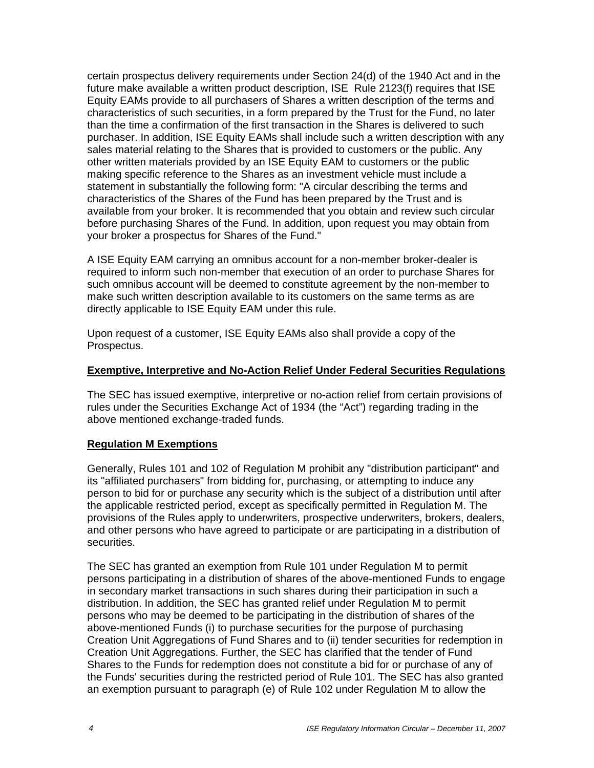certain prospectus delivery requirements under Section 24(d) of the 1940 Act and in the future make available a written product description, ISE Rule 2123(f) requires that ISE Equity EAMs provide to all purchasers of Shares a written description of the terms and characteristics of such securities, in a form prepared by the Trust for the Fund, no later than the time a confirmation of the first transaction in the Shares is delivered to such purchaser. In addition, ISE Equity EAMs shall include such a written description with any sales material relating to the Shares that is provided to customers or the public. Any other written materials provided by an ISE Equity EAM to customers or the public making specific reference to the Shares as an investment vehicle must include a statement in substantially the following form: "A circular describing the terms and characteristics of the Shares of the Fund has been prepared by the Trust and is available from your broker. It is recommended that you obtain and review such circular before purchasing Shares of the Fund. In addition, upon request you may obtain from your broker a prospectus for Shares of the Fund."

A ISE Equity EAM carrying an omnibus account for a non-member broker-dealer is required to inform such non-member that execution of an order to purchase Shares for such omnibus account will be deemed to constitute agreement by the non-member to make such written description available to its customers on the same terms as are directly applicable to ISE Equity EAM under this rule.

Upon request of a customer, ISE Equity EAMs also shall provide a copy of the Prospectus.

**Exemptive, Interpretive and No-Action Relief Under Federal Securities Regulations**

The SEC has issued exemptive, interpretive or no-action relief from certain provisions of rules under the Securities Exchange Act of 1934 (the “Act”) regarding trading in the above mentioned exchange-traded funds.

**Regulation M Exemptions**

Generally, Rules 101 and 102 of Regulation M prohibit any "distribution participant" and its "affiliated purchasers" from bidding for, purchasing, or attempting to induce any person to bid for or purchase any security which is the subject of a distribution until after the applicable restricted period, except as specifically permitted in Regulation M. The provisions of the Rules apply to underwriters, prospective underwriters, brokers, dealers, and other persons who have agreed to participate or are participating in a distribution of securities.

The SEC has granted an exemption from Rule 101 under Regulation M to permit persons participating in a distribution of shares of the above-mentioned Funds to engage in secondary market transactions in such shares during their participation in such a distribution. In addition, the SEC has granted relief under Regulation M to permit persons who may be deemed to be participating in the distribution of shares of the above-mentioned Funds (i) to purchase securities for the purpose of purchasing Creation Unit Aggregations of Fund Shares and to (ii) tender securities for redemption in Creation Unit Aggregations. Further, the SEC has clarified that the tender of Fund Shares to the Funds for redemption does not constitute a bid for or purchase of any of the Funds' securities during the restricted period of Rule 101. The SEC has also granted an exemption pursuant to paragraph (e) of Rule 102 under Regulation M to allow the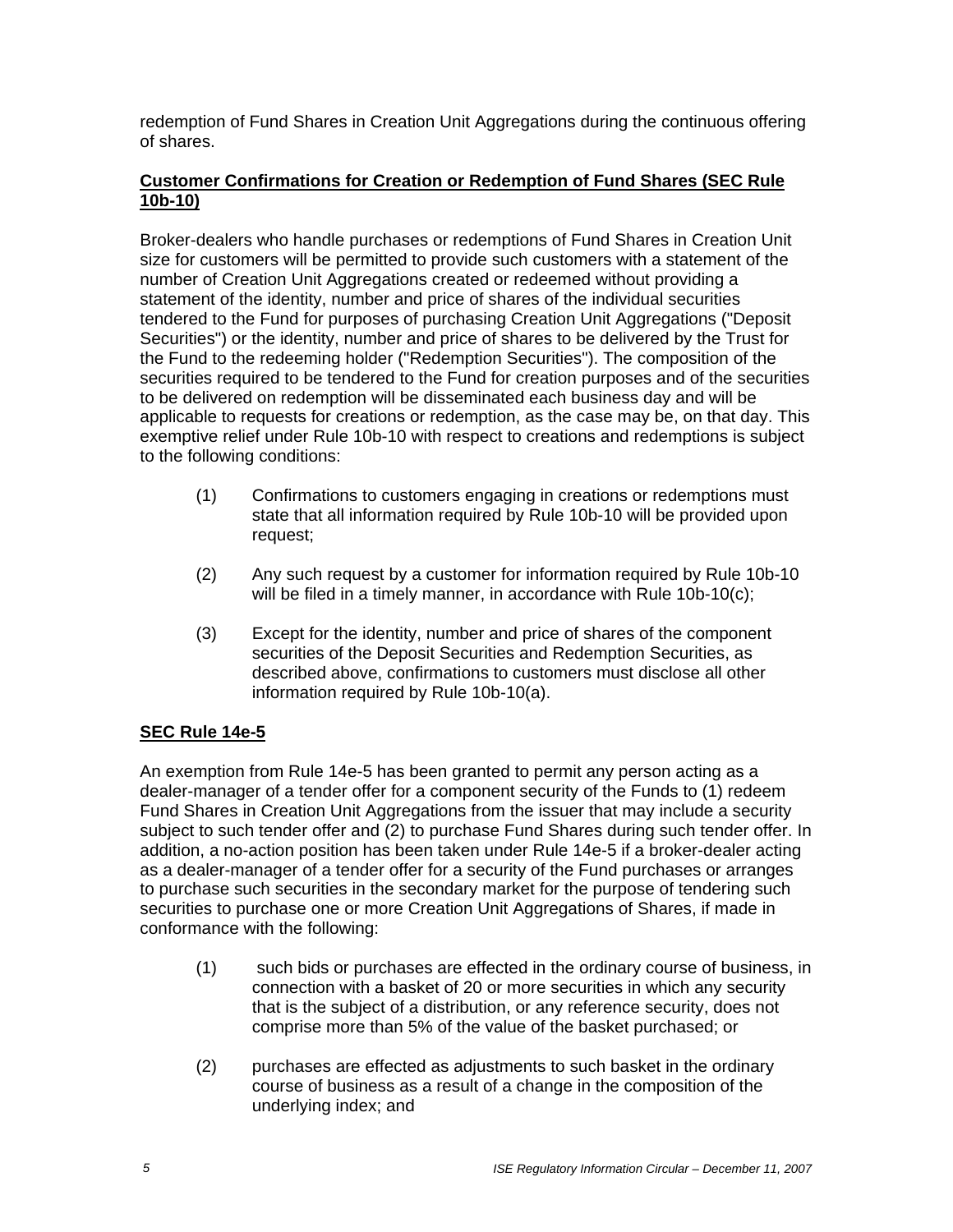redemption of Fund Shares in Creation Unit Aggregations during the continuous offering of shares.

**Customer Confirmations for Creation or Redemption of Fund Shares (SEC Rule 10b-10)**

Broker-dealers who handle purchases or redemptions of Fund Shares in Creation Unit size for customers will be permitted to provide such customers with a statement of the number of Creation Unit Aggregations created or redeemed without providing a statement of the identity, number and price of shares of the individual securities tendered to the Fund for purposes of purchasing Creation Unit Aggregations ("Deposit Securities") or the identity, number and price of shares to be delivered by the Trust for the Fund to the redeeming holder ("Redemption Securities"). The composition of the securities required to be tendered to the Fund for creation purposes and of the securities to be delivered on redemption will be disseminated each business day and will be applicable to requests for creations or redemption, as the case may be, on that day. This exemptive relief under Rule 10b-10 with respect to creations and redemptions is subject to the following conditions:

(1) Confirmations to customers engaging in creations or redemptions must state that all information required by Rule 10b-10 will be provided upon request;

(2) Any such request by a customer for information required by Rule 10b-10 will be filed in a timely manner, in accordance with Rule 10b-10(c);

(3) Except for the identity, number and price of shares of the component securities of the Deposit Securities and Redemption Securities, as described above, confirmations to customers must disclose all other information required by Rule 10b-10(a).

**SEC Rule 14e-5**

An exemption from Rule 14e-5 has been granted to permit any person acting as a dealer-manager of a tender offer for a component security of the Funds to (1) redeem Fund Shares in Creation Unit Aggregations from the issuer that may include a security subject to such tender offer and (2) to purchase Fund Shares during such tender offer. In addition, a no-action position has been taken under Rule 14e-5 if a broker-dealer acting as a dealer-manager of a tender offer for a security of the Fund purchases or arranges to purchase such securities in the secondary market for the purpose of tendering such securities to purchase one or more Creation Unit Aggregations of Shares, if made in conformance with the following:

(1) such bids or purchases are effected in the ordinary course of business, in connection with a basket of 20 or more securities in which any security that is the subject of a distribution, or any reference security, does not comprise more than 5% of the value of the basket purchased; or

(2) purchases are effected as adjustments to such basket in the ordinary course of business as a result of a change in the composition of the underlying index; and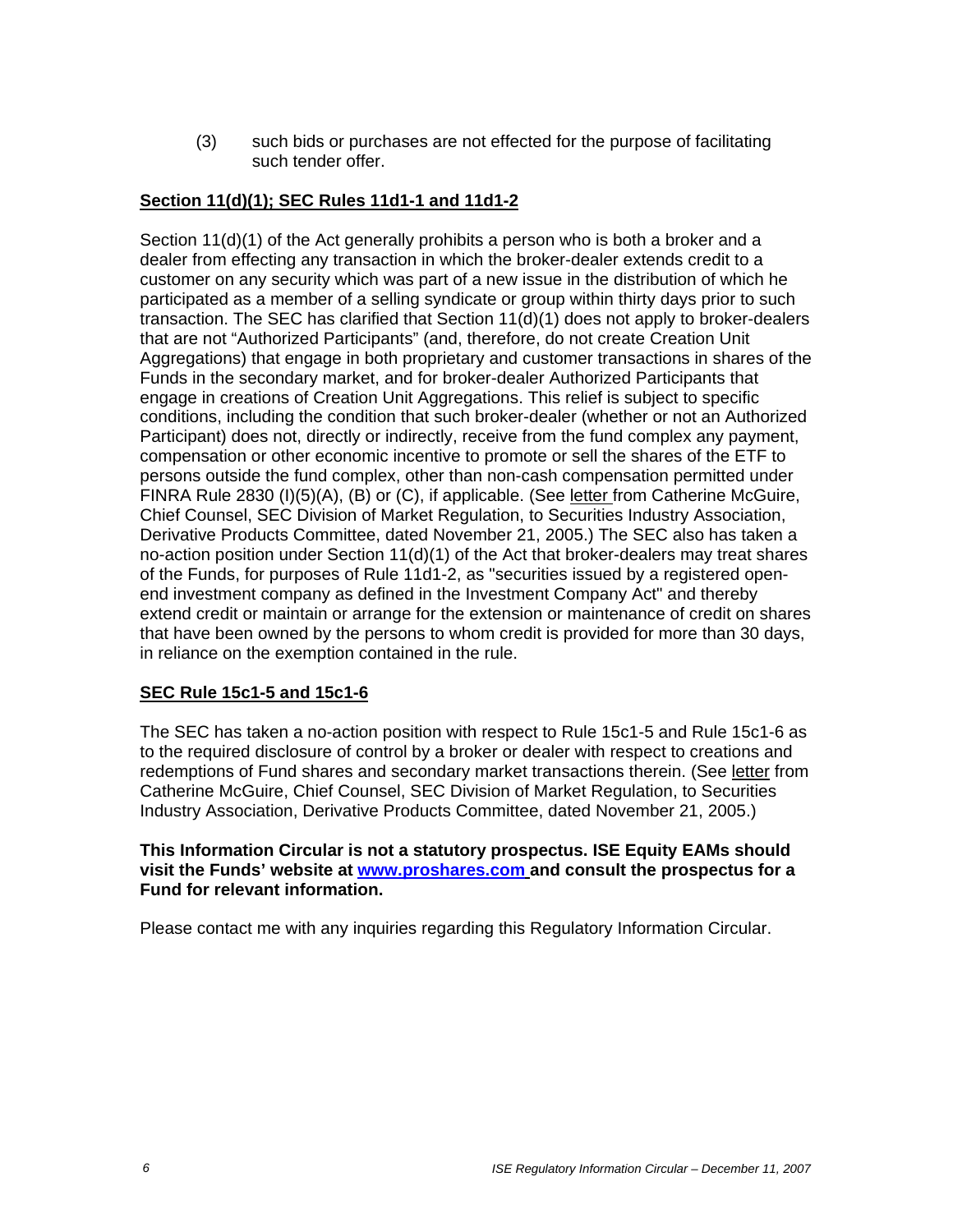(3) such bids or purchases are not effected for the purpose of facilitating such tender offer.

**Section 11(d)(1); SEC Rules 11d1-1 and 11d1-2**

Section 11(d)(1) of the Act generally prohibits a person who is both a broker and a dealer from effecting any transaction in which the broker-dealer extends credit to a customer on any security which was part of a new issue in the distribution of which he participated as a member of a selling syndicate or group within thirty days prior to such transaction. The SEC has clarified that Section 11(d)(1) does not apply to broker-dealers that are not "Authorized Participants" (and, therefore, do not create Creation Unit Aggregations) that engage in both proprietary and customer transactions in shares of the Funds in the secondary market, and for broker-dealer Authorized Participants that engage in creations of Creation Unit Aggregations. This relief is subject to specific conditions, including the condition that such broker-dealer (whether or not an Authorized Participant) does not, directly or indirectly, receive from the fund complex any payment, compensation or other economic incentive to promote or sell the shares of the ETF to persons outside the fund complex, other than non-cash compensation permitted under FINRA Rule 2830 (I)(5)(A), (B) or (C), if applicable. (See letter from Catherine McGuire, Chief Counsel, SEC Division of Market Regulation, to Securities Industry Association, Derivative Products Committee, dated November 21, 2005.) The SEC also has taken a no-action position under Section 11(d)(1) of the Act that broker-dealers may treat shares of the Funds, for purposes of Rule 11d1-2, as "securities issued by a registered open-end investment company as defined in the Investment Company Act" and thereby extend credit or maintain or arrange for the extension or maintenance of credit on shares that have been owned by the persons to whom credit is provided for more than 30 days, in reliance on the exemption contained in the rule.

**SEC Rule 15c1-5 and 15c1-6**

The SEC has taken a no-action position with respect to Rule 15c1-5 and Rule 15c1-6 as to the required disclosure of control by a broker or dealer with respect to creations and redemptions of Fund shares and secondary market transactions therein. (See letter from Catherine McGuire, Chief Counsel, SEC Division of Market Regulation, to Securities Industry Association, Derivative Products Committee, dated November 21, 2005.)

**This Information Circular is not a statutory prospectus. ISE Equity EAMs should visit the Funds' website at www.proshares.com and consult the prospectus for a Fund for relevant information.**

Please contact me with any inquiries regarding this Regulatory Information Circular.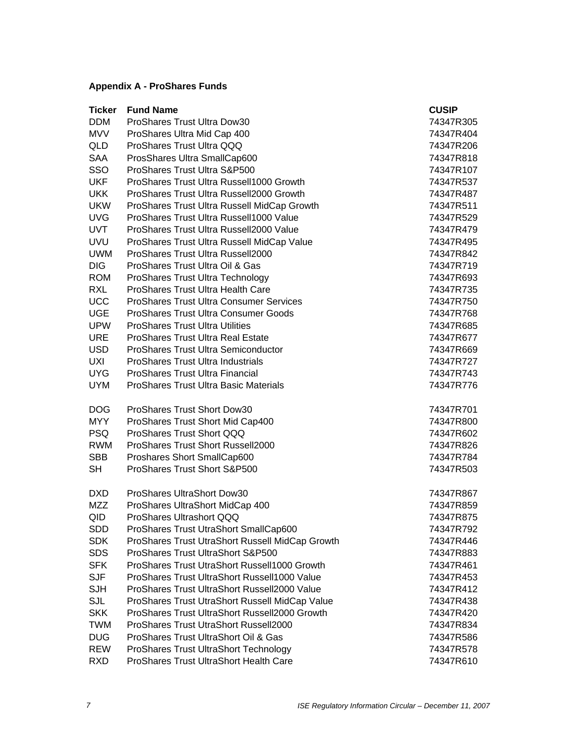**Appendix A - ProShares Funds**

| Ticker | Fund Name | CUSIP |
|---|---|---|
| DDM | ProShares Trust Ultra Dow30 | 74347R305 |
| MVV | ProShares Ultra Mid Cap 400 | 74347R404 |
| QLD | ProShares Trust Ultra QQQ | 74347R206 |
| SAA | ProsShares Ultra SmallCap600 | 74347R818 |
| SSO | ProShares Trust Ultra S&P500 | 74347R107 |
| UKF | ProShares Trust Ultra Russell1000 Growth | 74347R537 |
| UKK | ProShares Trust Ultra Russell2000 Growth | 74347R487 |
| UKW | ProShares Trust Ultra Russell MidCap Growth | 74347R511 |
| UVG | ProShares Trust Ultra Russell1000 Value | 74347R529 |
| UVT | ProShares Trust Ultra Russell2000 Value | 74347R479 |
| UVU | ProShares Trust Ultra Russell MidCap Value | 74347R495 |
| UWM | ProShares Trust Ultra Russell2000 | 74347R842 |
| DIG | ProShares Trust Ultra Oil & Gas | 74347R719 |
| ROM | ProShares Trust Ultra Technology | 74347R693 |
| RXL | ProShares Trust Ultra Health Care | 74347R735 |
| UCC | ProShares Trust Ultra Consumer Services | 74347R750 |
| UGE | ProShares Trust Ultra Consumer Goods | 74347R768 |
| UPW | ProShares Trust Ultra Utilities | 74347R685 |
| URE | ProShares Trust Ultra Real Estate | 74347R677 |
| USD | ProShares Trust Ultra Semiconductor | 74347R669 |
| UXI | ProShares Trust Ultra Industrials | 74347R727 |
| UYG | ProShares Trust Ultra Financial | 74347R743 |
| UYM | ProShares Trust Ultra Basic Materials | 74347R776 |
| | | |
| DOG | ProShares Trust Short Dow30 | 74347R701 |
| MYY | ProShares Trust Short Mid Cap400 | 74347R800 |
| PSQ | ProShares Trust Short QQQ | 74347R602 |
| RWM | ProShares Trust Short Russell2000 | 74347R826 |
| SBB | Proshares Short SmallCap600 | 74347R784 |
| SH | ProShares Trust Short S&P500 | 74347R503 |
| | | |
| DXD | ProShares UltraShort Dow30 | 74347R867 |
| MZZ | ProShares UltraShort MidCap 400 | 74347R859 |
| QID | ProShares Ultrashort QQQ | 74347R875 |
| SDD | ProShares Trust UtraShort SmallCap600 | 74347R792 |
| SDK | ProShares Trust UtraShort Russell MidCap Growth | 74347R446 |
| SDS | ProShares Trust UltraShort S&P500 | 74347R883 |
| SFK | ProShares Trust UtraShort Russell1000 Growth | 74347R461 |
| SJF | ProShares Trust UltraShort Russell1000 Value | 74347R453 |
| SJH | ProShares Trust UltraShort Russell2000 Value | 74347R412 |
| SJL | ProShares Trust UtraShort Russell MidCap Value | 74347R438 |
| SKK | ProShares Trust UltraShort Russell2000 Growth | 74347R420 |
| TWM | ProShares Trust UltraShort Russell2000 | 74347R834 |
| DUG | ProShares Trust UltraShort Oil & Gas | 74347R586 |
| REW | ProShares Trust UltraShort Technology | 74347R578 |
| RXD | ProShares Trust UltraShort Health Care | 74347R610 |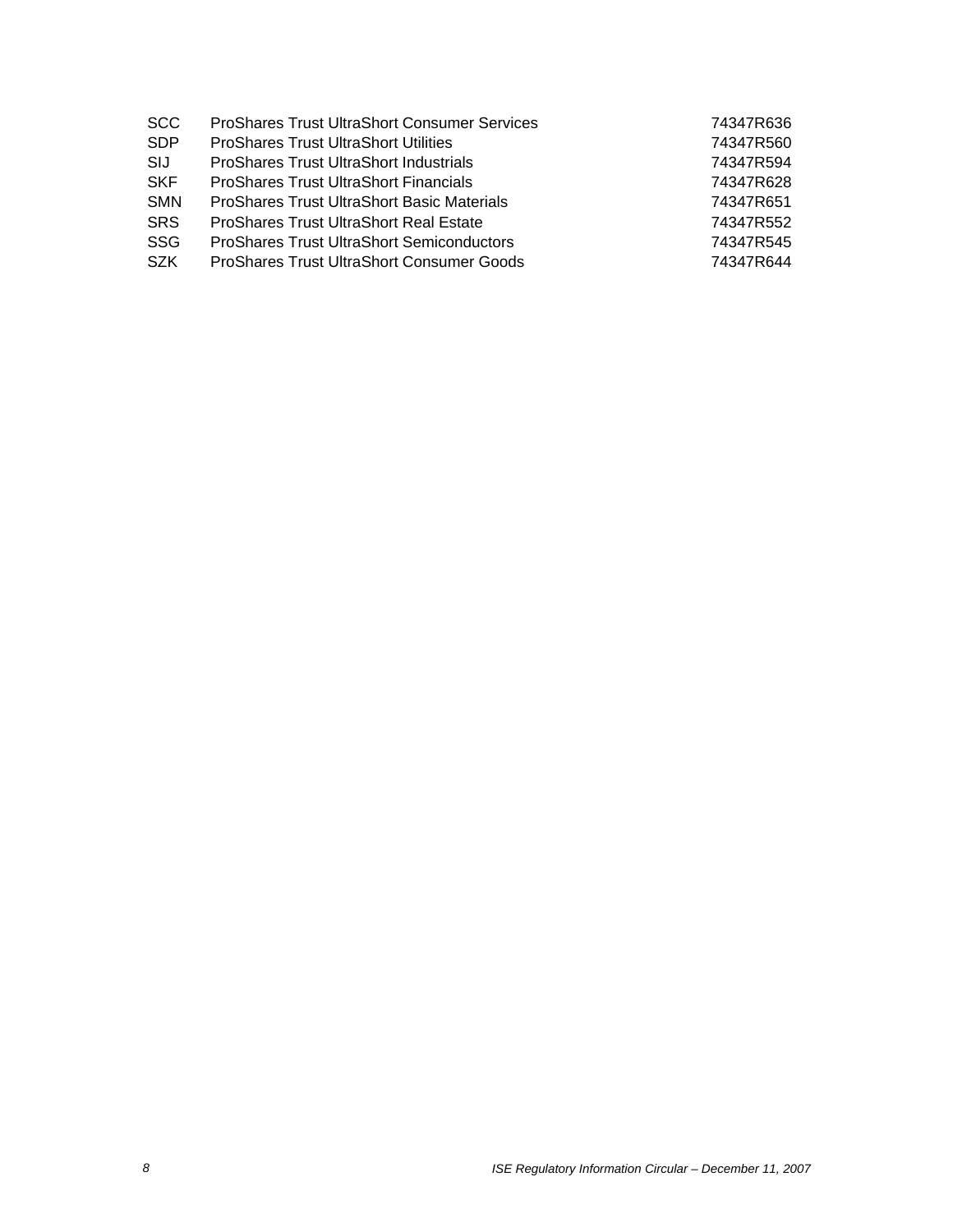| | | |
|---|---|---|
| SCC | ProShares Trust UltraShort Consumer Services | 74347R636 |
| SDP | ProShares Trust UltraShort Utilities | 74347R560 |
| SIJ | ProShares Trust UltraShort Industrials | 74347R594 |
| SKF | ProShares Trust UltraShort Financials | 74347R628 |
| SMN | ProShares Trust UltraShort Basic Materials | 74347R651 |
| SRS | ProShares Trust UltraShort Real Estate | 74347R552 |
| SSG | ProShares Trust UltraShort Semiconductors | 74347R545 |
| SZK | ProShares Trust UltraShort Consumer Goods | 74347R644 |